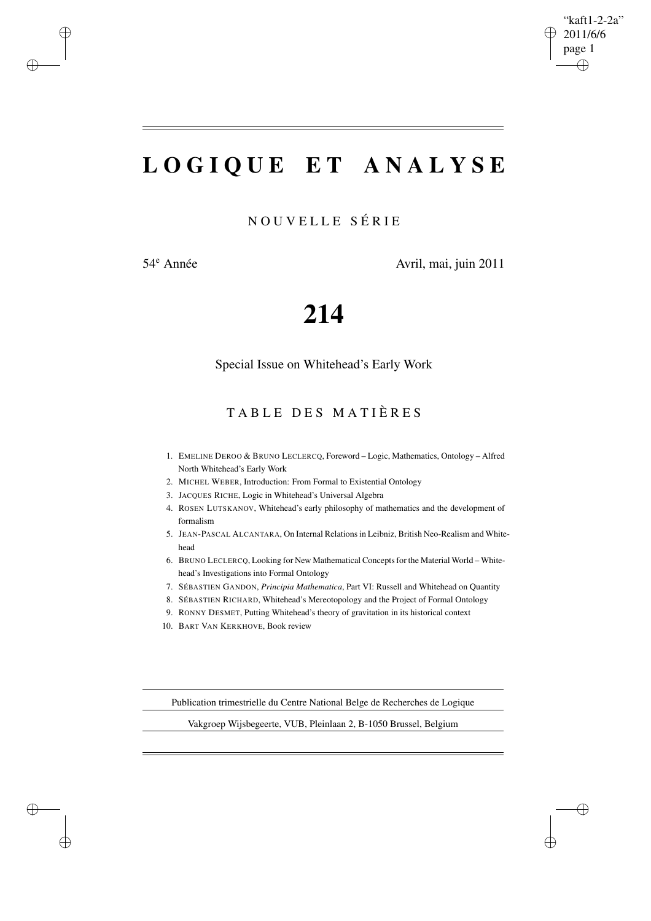# LOGIQUE ET ANALYSE

NOUVELLE SÉRIE

54[e] Année Avril, mai, juin 2011

# 214

Special Issue on Whitehead's Early Work

## TABLE DES MATIÈRES

1. EMELINE DEROO & BRUNO LECLERCQ, Foreword – Logic, Mathematics, Ontology – Alfred North Whitehead's Early Work
2. MICHEL WEBER, Introduction: From Formal to Existential Ontology
3. JACQUES RICHE, Logic in Whitehead's Universal Algebra
4. ROSEN LUTSKANOV, Whitehead's early philosophy of mathematics and the development of formalism
5. JEAN-PASCAL ALCANTARA, On Internal Relations in Leibniz, British Neo-Realism and Whitehead
6. BRUNO LECLERCQ, Looking for New Mathematical Concepts for the Material World – Whitehead's Investigations into Formal Ontology
7. SÉBASTIEN GANDON, *Principia Mathematica*, Part VI: Russell and Whitehead on Quantity
8. SÉBASTIEN RICHARD, Whitehead's Mereotopology and the Project of Formal Ontology
9. RONNY DESMET, Putting Whitehead's theory of gravitation in its historical context
10. BART VAN KERKHOVE, Book review

---

Publication trimestrielle du Centre National Belge de Recherches de Logique

Vakgroep Wijsbegeerte, VUB, Pleinlaan 2, B-1050 Brussel, Belgium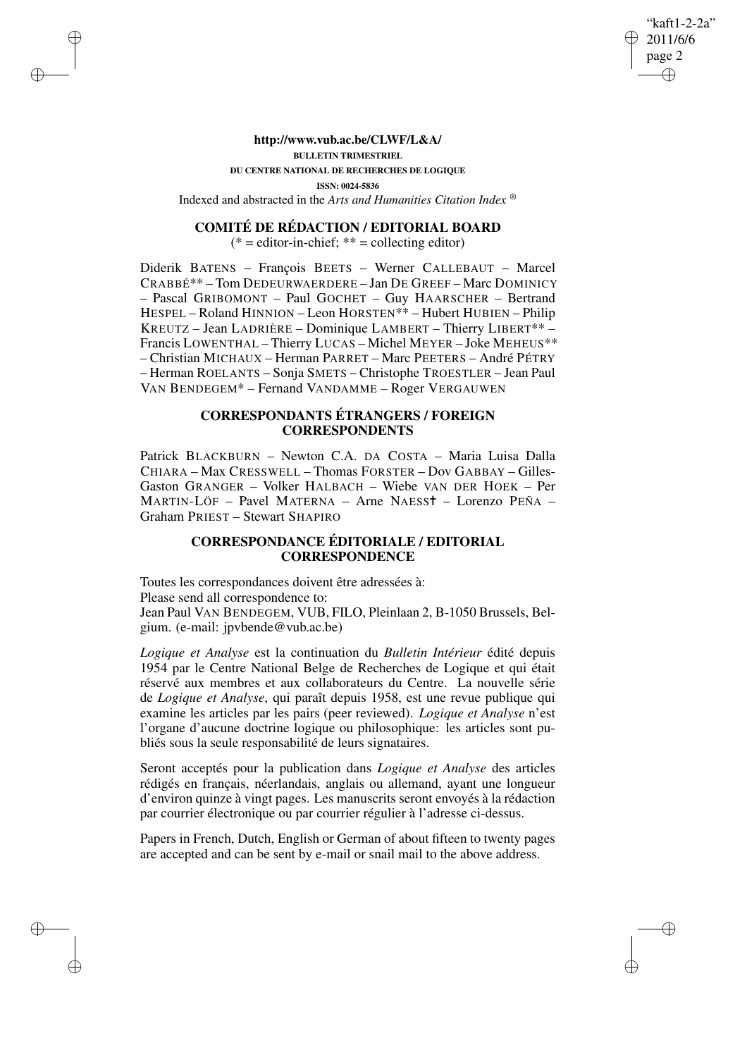**http://www.vub.ac.be/CLWF/L&A/**

**BULLETIN TRIMESTRIEL**

**DU CENTRE NATIONAL DE RECHERCHES DE LOGIQUE**

**ISSN: 0024-5836**

Indexed and abstracted in the *Arts and Humanities Citation Index* ®

## COMITÉ DE RÉDACTION / EDITORIAL BOARD

(* = editor-in-chief; ** = collecting editor)

Diderik BATENS – François BEETS – Werner CALLEBAUT – Marcel CRABBÉ** – Tom DEDEURWAERDERE – Jan DE GREEF – Marc DOMINICY – Pascal GRIBOMONT – Paul GOCHET – Guy HAARSCHER – Bertrand HESPEL – Roland HINNION – Leon HORSTEN** – Hubert HUBIEN – Philip KREUTZ – Jean LADRIÈRE – Dominique LAMBERT – Thierry LIBERT** – Francis LOWENTHAL – Thierry LUCAS – Michel MEYER – Joke MEHEUS** – Christian MICHAUX – Herman PARRET – Marc PEETERS – André PÉTRY – Herman ROELANTS – Sonja SMETS – Christophe TROESTLER – Jean Paul VAN BENDEGEM* – Fernand VANDAMME – Roger VERGAUWEN

## CORRESPONDANTS ÉTRANGERS / FOREIGN CORRESPONDENTS

Patrick BLACKBURN – Newton C.A. DA COSTA – Maria Luisa Dalla CHIARA – Max CRESSWELL – Thomas FORSTER – Dov GABBAY – Gilles-Gaston GRANGER – Volker HALBACH – Wiebe VAN DER HOEK – Per MARTIN-LÖF – Pavel MATERNA – Arne NAESS† – Lorenzo PEÑA – Graham PRIEST – Stewart SHAPIRO

## CORRESPONDANCE ÉDITORIALE / EDITORIAL CORRESPONDENCE

Toutes les correspondances doivent être adressées à:
Please send all correspondence to:
Jean Paul VAN BENDEGEM, VUB, FILO, Pleinlaan 2, B-1050 Brussels, Belgium. (e-mail: jpvbende@vub.ac.be)

*Logique et Analyse* est la continuation du *Bulletin Intérieur* édité depuis 1954 par le Centre National Belge de Recherches de Logique et qui était réservé aux membres et aux collaborateurs du Centre. La nouvelle série de *Logique et Analyse*, qui paraît depuis 1958, est une revue publique qui examine les articles par les pairs (peer reviewed). *Logique et Analyse* n'est l'organe d'aucune doctrine logique ou philosophique: les articles sont publiés sous la seule responsabilité de leurs signataires.

Seront acceptés pour la publication dans *Logique et Analyse* des articles rédigés en français, néerlandais, anglais ou allemand, ayant une longueur d'environ quinze à vingt pages. Les manuscrits seront envoyés à la rédaction par courrier électronique ou par courrier régulier à l'adresse ci-dessus.

Papers in French, Dutch, English or German of about fifteen to twenty pages are accepted and can be sent by e-mail or snail mail to the above address.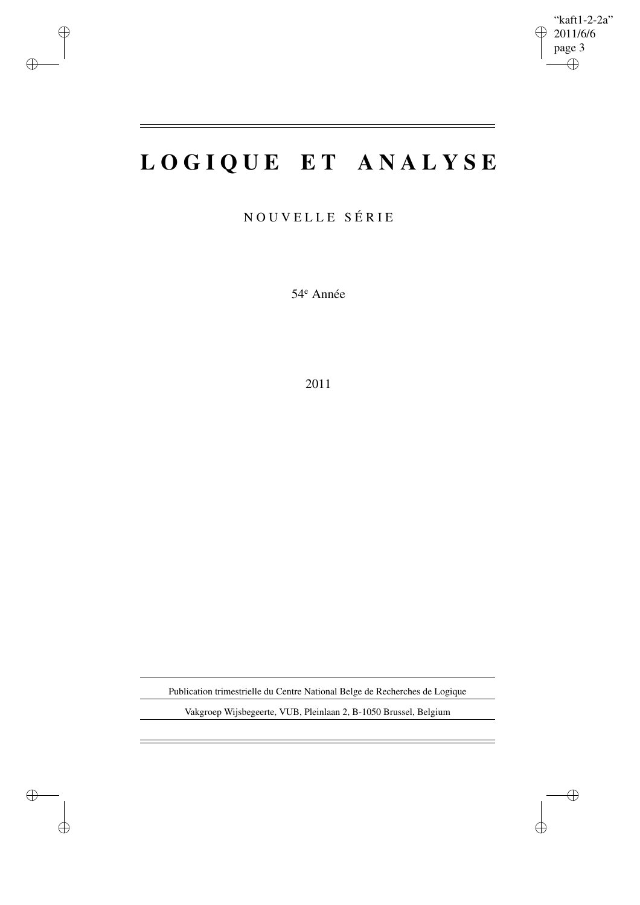# LOGIQUE ET ANALYSE

NOUVELLE SÉRIE

54e Année

2011

Publication trimestrielle du Centre National Belge de Recherches de Logique

Vakgroep Wijsbegeerte, VUB, Pleinlaan 2, B-1050 Brussel, Belgium